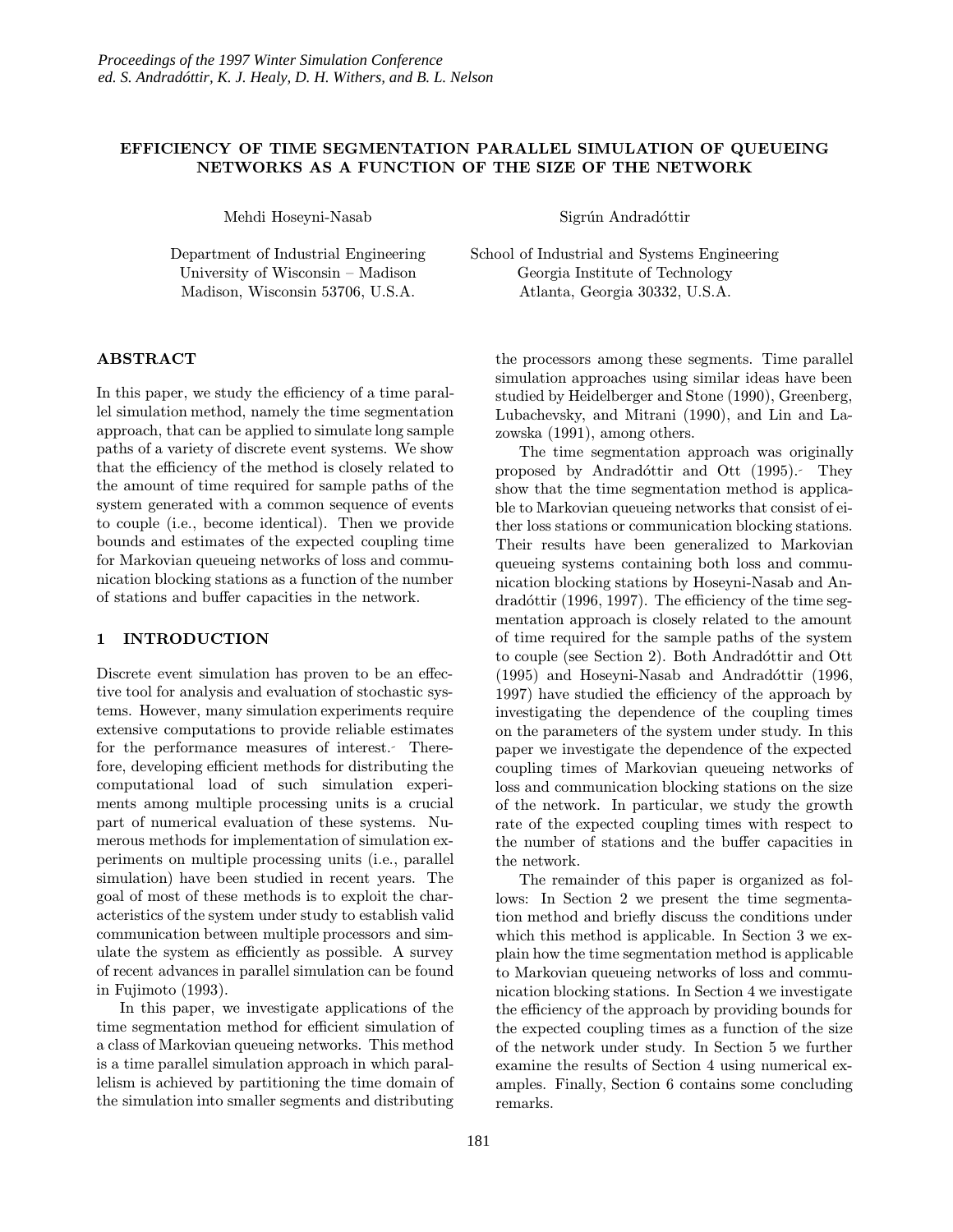# EFFICIENCY OF TIME SEGMENTATION PARALLEL SIMULATION OF QUEUEING NETWORKS AS A FUNCTION OF THE SIZE OF THE NETWORK

Mehdi Hoseyni-Nasab

Department of Industrial Engineering
University of Wisconsin – Madison
Madison, Wisconsin 53706, U.S.A.

Sigrún Andradóttir

School of Industrial and Systems Engineering
Georgia Institute of Technology
Atlanta, Georgia 30332, U.S.A.

## ABSTRACT

In this paper, we study the efficiency of a time parallel simulation method, namely the time segmentation approach, that can be applied to simulate long sample paths of a variety of discrete event systems. We show that the efficiency of the method is closely related to the amount of time required for sample paths of the system generated with a common sequence of events to couple (i.e., become identical). Then we provide bounds and estimates of the expected coupling time for Markovian queueing networks of loss and communication blocking stations as a function of the number of stations and buffer capacities in the network.

## 1 INTRODUCTION

Discrete event simulation has proven to be an effective tool for analysis and evaluation of stochastic systems. However, many simulation experiments require extensive computations to provide reliable estimates for the performance measures of interest. Therefore, developing efficient methods for distributing the computational load of such simulation experiments among multiple processing units is a crucial part of numerical evaluation of these systems. Numerous methods for implementation of simulation experiments on multiple processing units (i.e., parallel simulation) have been studied in recent years. The goal of most of these methods is to exploit the characteristics of the system under study to establish valid communication between multiple processors and simulate the system as efficiently as possible. A survey of recent advances in parallel simulation can be found in Fujimoto (1993).

In this paper, we investigate applications of the time segmentation method for efficient simulation of a class of Markovian queueing networks. This method is a time parallel simulation approach in which parallelism is achieved by partitioning the time domain of the simulation into smaller segments and distributing the processors among these segments. Time parallel simulation approaches using similar ideas have been studied by Heidelberger and Stone (1990), Greenberg, Lubachevsky, and Mitrani (1990), and Lin and Lazowska (1991), among others.

The time segmentation approach was originally proposed by Andradóttir and Ott (1995). They show that the time segmentation method is applicable to Markovian queueing networks that consist of either loss stations or communication blocking stations. Their results have been generalized to Markovian queueing systems containing both loss and communication blocking stations by Hoseyni-Nasab and Andradóttir (1996, 1997). The efficiency of the time segmentation approach is closely related to the amount of time required for the sample paths of the system to couple (see Section 2). Both Andradóttir and Ott (1995) and Hoseyni-Nasab and Andradóttir (1996, 1997) have studied the efficiency of the approach by investigating the dependence of the coupling times on the parameters of the system under study. In this paper we investigate the dependence of the expected coupling times of Markovian queueing networks of loss and communication blocking stations on the size of the network. In particular, we study the growth rate of the expected coupling times with respect to the number of stations and the buffer capacities in the network.

The remainder of this paper is organized as follows: In Section 2 we present the time segmentation method and briefly discuss the conditions under which this method is applicable. In Section 3 we explain how the time segmentation method is applicable to Markovian queueing networks of loss and communication blocking stations. In Section 4 we investigate the efficiency of the approach by providing bounds for the expected coupling times as a function of the size of the network under study. In Section 5 we further examine the results of Section 4 using numerical examples. Finally, Section 6 contains some concluding remarks.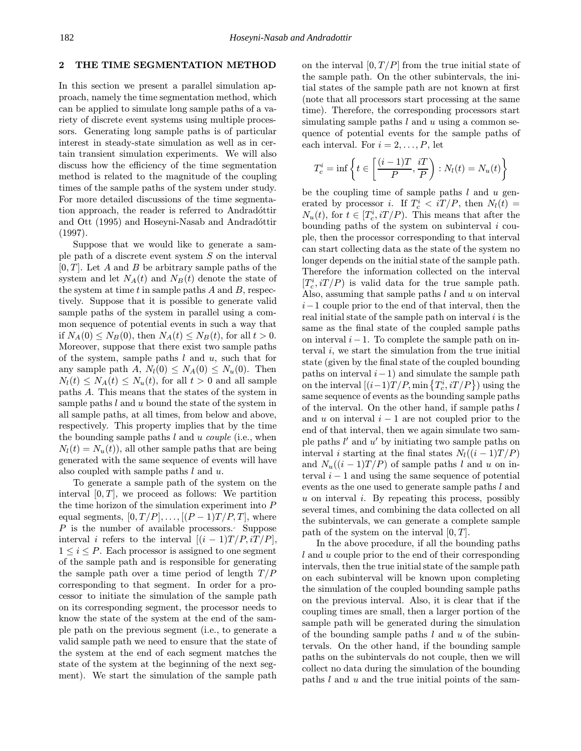## 2 THE TIME SEGMENTATION METHOD

In this section we present a parallel simulation approach, namely the time segmentation method, which can be applied to simulate long sample paths of a variety of discrete event systems using multiple processors. Generating long sample paths is of particular interest in steady-state simulation as well as in certain transient simulation experiments. We will also discuss how the efficiency of the time segmentation method is related to the magnitude of the coupling times of the sample paths of the system under study. For more detailed discussions of the time segmentation approach, the reader is referred to Andradóttir and Ott (1995) and Hoseyni-Nasab and Andradóttir (1997).

Suppose that we would like to generate a sample path of a discrete event system $S$ on the interval $[0, T]$. Let $A$ and $B$ be arbitrary sample paths of the system and let $N_A(t)$ and $N_B(t)$ denote the state of the system at time $t$ in sample paths $A$ and $B$, respectively. Suppose that it is possible to generate valid sample paths of the system in parallel using a common sequence of potential events in such a way that if $N_A(0) \leq N_B(0)$, then $N_A(t) \leq N_B(t)$, for all $t > 0$. Moreover, suppose that there exist two sample paths of the system, sample paths $l$ and $u$, such that for any sample path $A$, $N_l(0) \leq N_A(0) \leq N_u(0)$. Then $N_l(t) \leq N_A(t) \leq N_u(t)$, for all $t > 0$ and all sample paths $A$. This means that the states of the system in sample paths $l$ and $u$ bound the state of the system in all sample paths, at all times, from below and above, respectively. This property implies that by the time the bounding sample paths $l$ and $u$ *couple* (i.e., when $N_l(t) = N_u(t)$), all other sample paths that are being generated with the same sequence of events will have also coupled with sample paths $l$ and $u$.

To generate a sample path of the system on the interval $[0, T]$, we proceed as follows: We partition the time horizon of the simulation experiment into $P$ equal segments, $[0, T/P], \ldots, [(P-1)T/P, T]$, where $P$ is the number of available processors. Suppose interval $i$ refers to the interval $[(i-1)T/P, iT/P]$, $1 \leq i \leq P$. Each processor is assigned to one segment of the sample path and is responsible for generating the sample path over a time period of length $T/P$ corresponding to that segment. In order for a processor to initiate the simulation of the sample path on its corresponding segment, the processor needs to know the state of the system at the end of the sample path on the previous segment (i.e., to generate a valid sample path we need to ensure that the state of the system at the end of each segment matches the state of the system at the beginning of the next segment). We start the simulation of the sample path on the interval $[0, T/P]$ from the true initial state of the sample path. On the other subintervals, the initial states of the sample path are not known at first (note that all processors start processing at the same time). Therefore, the corresponding processors start simulating sample paths $l$ and $u$ using a common sequence of potential events for the sample paths of each interval. For $i = 2, \ldots, P$, let

$$T_c^i = \inf\left\{ t \in \left[\frac{(i-1)T}{P}, \frac{iT}{P}\right) : N_l(t) = N_u(t) \right\}$$

be the coupling time of sample paths $l$ and $u$ generated by processor $i$. If $T_c^i < iT/P$, then $N_l(t) = N_u(t)$, for $t \in [T_c^i, iT/P)$. This means that after the bounding paths of the system on subinterval $i$ couple, then the processor corresponding to that interval can start collecting data as the state of the system no longer depends on the initial state of the sample path. Therefore the information collected on the interval $[T_c^i, iT/P)$ is valid data for the true sample path. Also, assuming that sample paths $l$ and $u$ on interval $i-1$ couple prior to the end of that interval, then the real initial state of the sample path on interval $i$ is the same as the final state of the coupled sample paths on interval $i-1$. To complete the sample path on interval $i$, we start the simulation from the true initial state (given by the final state of the coupled bounding paths on interval $i-1$) and simulate the sample path on the interval $[(i-1)T/P, \min\{T_c^i, iT/P\})$ using the same sequence of events as the bounding sample paths of the interval. On the other hand, if sample paths $l$ and $u$ on interval $i-1$ are not coupled prior to the end of that interval, then we again simulate two sample paths $l'$ and $u'$ by initiating two sample paths on interval $i$ starting at the final states $N_l((i-1)T/P)$ and $N_u((i-1)T/P)$ of sample paths $l$ and $u$ on interval $i-1$ and using the same sequence of potential events as the one used to generate sample paths $l$ and $u$ on interval $i$. By repeating this process, possibly several times, and combining the data collected on all the subintervals, we can generate a complete sample path of the system on the interval $[0, T]$.

In the above procedure, if all the bounding paths $l$ and $u$ couple prior to the end of their corresponding intervals, then the true initial state of the sample path on each subinterval will be known upon completing the simulation of the coupled bounding sample paths on the previous interval. Also, it is clear that if the coupling times are small, then a larger portion of the sample path will be generated during the simulation of the bounding sample paths $l$ and $u$ of the subintervals. On the other hand, if the bounding sample paths on the subintervals do not couple, then we will collect no data during the simulation of the bounding paths $l$ and $u$ and the true initial points of the sam-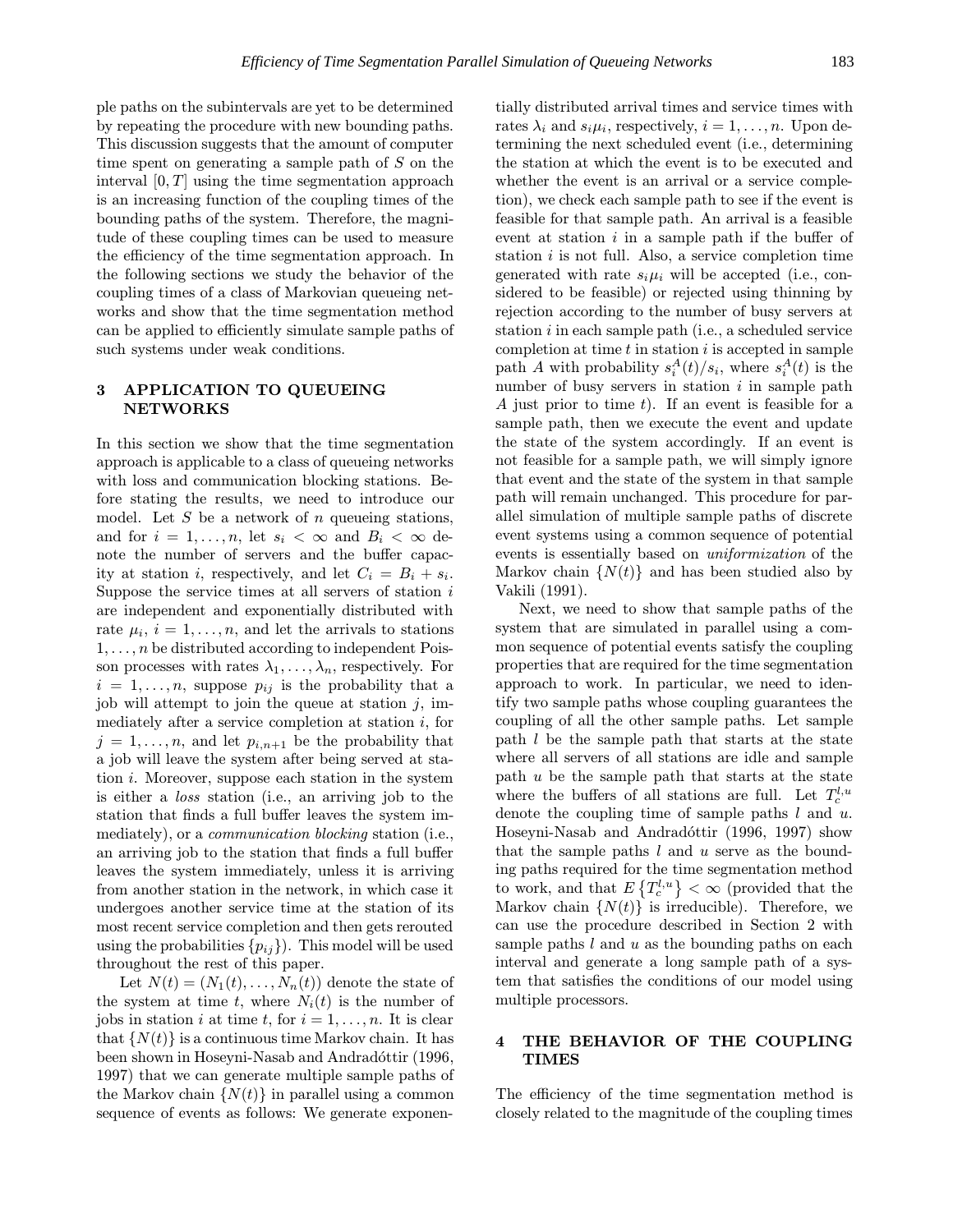ple paths on the subintervals are yet to be determined by repeating the procedure with new bounding paths. This discussion suggests that the amount of computer time spent on generating a sample path of $S$ on the interval $[0, T]$ using the time segmentation approach is an increasing function of the coupling times of the bounding paths of the system. Therefore, the magnitude of these coupling times can be used to measure the efficiency of the time segmentation approach. In the following sections we study the behavior of the coupling times of a class of Markovian queueing networks and show that the time segmentation method can be applied to efficiently simulate sample paths of such systems under weak conditions.

## 3 APPLICATION TO QUEUEING NETWORKS

In this section we show that the time segmentation approach is applicable to a class of queueing networks with loss and communication blocking stations. Before stating the results, we need to introduce our model. Let $S$ be a network of $n$ queueing stations, and for $i = 1, \ldots, n$, let $s_i < \infty$ and $B_i < \infty$ denote the number of servers and the buffer capacity at station $i$, respectively, and let $C_i = B_i + s_i$. Suppose the service times at all servers of station $i$ are independent and exponentially distributed with rate $\mu_i$, $i = 1, \ldots, n$, and let the arrivals to stations $1, \ldots, n$ be distributed according to independent Poisson processes with rates $\lambda_1, \ldots, \lambda_n$, respectively. For $i = 1, \ldots, n$, suppose $p_{ij}$ is the probability that a job will attempt to join the queue at station $j$, immediately after a service completion at station $i$, for $j = 1, \ldots, n$, and let $p_{i,n+1}$ be the probability that a job will leave the system after being served at station $i$. Moreover, suppose each station in the system is either a *loss* station (i.e., an arriving job to the station that finds a full buffer leaves the system immediately), or a *communication blocking* station (i.e., an arriving job to the station that finds a full buffer leaves the system immediately, unless it is arriving from another station in the network, in which case it undergoes another service time at the station of its most recent service completion and then gets rerouted using the probabilities $\{p_{ij}\}$). This model will be used throughout the rest of this paper.

Let $N(t) = (N_1(t), \ldots, N_n(t))$ denote the state of the system at time $t$, where $N_i(t)$ is the number of jobs in station $i$ at time $t$, for $i = 1, \ldots, n$. It is clear that $\{N(t)\}$ is a continuous time Markov chain. It has been shown in Hoseyni-Nasab and Andradóttir (1996, 1997) that we can generate multiple sample paths of the Markov chain $\{N(t)\}$ in parallel using a common sequence of events as follows: We generate exponentially distributed arrival times and service times with rates $\lambda_i$ and $s_i\mu_i$, respectively, $i = 1, \ldots, n$. Upon determining the next scheduled event (i.e., determining the station at which the event is to be executed and whether the event is an arrival or a service completion), we check each sample path to see if the event is feasible for that sample path. An arrival is a feasible event at station $i$ in a sample path if the buffer of station $i$ is not full. Also, a service completion time generated with rate $s_i\mu_i$ will be accepted (i.e., considered to be feasible) or rejected using thinning by rejection according to the number of busy servers at station $i$ in each sample path (i.e., a scheduled service completion at time $t$ in station $i$ is accepted in sample path $A$ with probability $s_i^A(t)/s_i$, where $s_i^A(t)$ is the number of busy servers in station $i$ in sample path $A$ just prior to time $t$). If an event is feasible for a sample path, then we execute the event and update the state of the system accordingly. If an event is not feasible for a sample path, we will simply ignore that event and the state of the system in that sample path will remain unchanged. This procedure for parallel simulation of multiple sample paths of discrete event systems using a common sequence of potential events is essentially based on *uniformization* of the Markov chain $\{N(t)\}$ and has been studied also by Vakili (1991).

Next, we need to show that sample paths of the system that are simulated in parallel using a common sequence of potential events satisfy the coupling properties that are required for the time segmentation approach to work. In particular, we need to identify two sample paths whose coupling guarantees the coupling of all the other sample paths. Let sample path $l$ be the sample path that starts at the state where all servers of all stations are idle and sample path $u$ be the sample path that starts at the state where the buffers of all stations are full. Let $T_c^{l,u}$ denote the coupling time of sample paths $l$ and $u$. Hoseyni-Nasab and Andradóttir (1996, 1997) show that the sample paths $l$ and $u$ serve as the bounding paths required for the time segmentation method to work, and that $E\{T_c^{l,u}\} < \infty$ (provided that the Markov chain $\{N(t)\}$ is irreducible). Therefore, we can use the procedure described in Section 2 with sample paths $l$ and $u$ as the bounding paths on each interval and generate a long sample path of a system that satisfies the conditions of our model using multiple processors.

## 4 THE BEHAVIOR OF THE COUPLING TIMES

The efficiency of the time segmentation method is closely related to the magnitude of the coupling times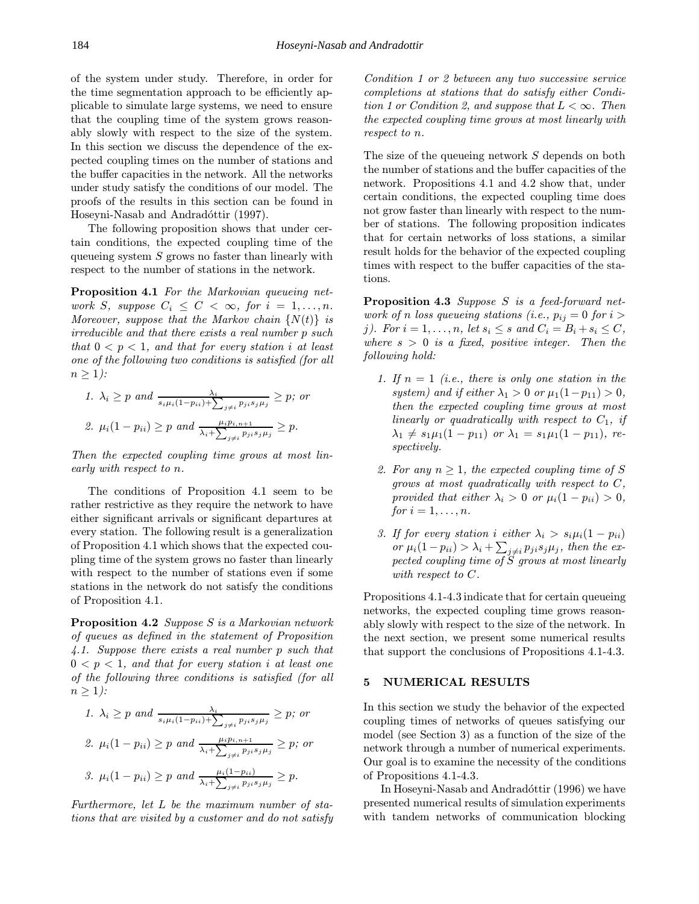of the system under study. Therefore, in order for the time segmentation approach to be efficiently applicable to simulate large systems, we need to ensure that the coupling time of the system grows reasonably slowly with respect to the size of the system. In this section we discuss the dependence of the expected coupling times on the number of stations and the buffer capacities in the network. All the networks under study satisfy the conditions of our model. The proofs of the results in this section can be found in Hoseyni-Nasab and Andradóttir (1997).

The following proposition shows that under certain conditions, the expected coupling time of the queueing system $S$ grows no faster than linearly with respect to the number of stations in the network.

**Proposition 4.1** *For the Markovian queueing network $S$, suppose $C_i \le C < \infty$, for $i = 1, \ldots, n$. Moreover, suppose that the Markov chain $\{N(t)\}$ is irreducible and that there exists a real number $p$ such that $0 < p < 1$, and that for every station $i$ at least one of the following two conditions is satisfied (for all $n \ge 1$):*

1. *$\lambda_i \ge p$ and $\frac{\lambda_i}{s_i\mu_i(1-p_{ii})+\sum_{j\neq i} p_{ji}s_j\mu_j} \ge p$; or*
2. *$\mu_i(1-p_{ii}) \ge p$ and $\frac{\mu_i p_{i,n+1}}{\lambda_i+\sum_{j\neq i} p_{ji}s_j\mu_j} \ge p$.*

*Then the expected coupling time grows at most linearly with respect to $n$.*

The conditions of Proposition 4.1 seem to be rather restrictive as they require the network to have either significant arrivals or significant departures at every station. The following result is a generalization of Proposition 4.1 which shows that the expected coupling time of the system grows no faster than linearly with respect to the number of stations even if some stations in the network do not satisfy the conditions of Proposition 4.1.

**Proposition 4.2** *Suppose $S$ is a Markovian network of queues as defined in the statement of Proposition 4.1. Suppose there exists a real number $p$ such that $0 < p < 1$, and that for every station $i$ at least one of the following three conditions is satisfied (for all $n \ge 1$):*

1. *$\lambda_i \ge p$ and $\frac{\lambda_i}{s_i\mu_i(1-p_{ii})+\sum_{j\neq i} p_{ji}s_j\mu_j} \ge p$; or*
2. *$\mu_i(1-p_{ii}) \ge p$ and $\frac{\mu_i p_{i,n+1}}{\lambda_i+\sum_{j\neq i} p_{ji}s_j\mu_j} \ge p$; or*
3. *$\mu_i(1-p_{ii}) \ge p$ and $\frac{\mu_i(1-p_{ii})}{\lambda_i+\sum_{j\neq i} p_{ji}s_j\mu_j} \ge p$.*

*Furthermore, let $L$ be the maximum number of stations that are visited by a customer and do not satisfy Condition 1 or 2 between any two successive service completions at stations that do satisfy either Condition 1 or Condition 2, and suppose that $L < \infty$. Then the expected coupling time grows at most linearly with respect to $n$.*

The size of the queueing network $S$ depends on both the number of stations and the buffer capacities of the network. Propositions 4.1 and 4.2 show that, under certain conditions, the expected coupling time does not grow faster than linearly with respect to the number of stations. The following proposition indicates that for certain networks of loss stations, a similar result holds for the behavior of the expected coupling times with respect to the buffer capacities of the stations.

**Proposition 4.3** *Suppose $S$ is a feed-forward network of $n$ loss queueing stations (i.e., $p_{ij} = 0$ for $i > j$). For $i = 1, \ldots, n$, let $s_i \le s$ and $C_i = B_i + s_i \le C$, where $s > 0$ is a fixed, positive integer. Then the following hold:*

1. *If $n = 1$ (i.e., there is only one station in the system) and if either $\lambda_1 > 0$ or $\mu_1(1-p_{11}) > 0$, then the expected coupling time grows at most linearly or quadratically with respect to $C_1$, if $\lambda_1 \neq s_1\mu_1(1-p_{11})$ or $\lambda_1 = s_1\mu_1(1-p_{11})$, respectively.*
2. *For any $n \ge 1$, the expected coupling time of $S$ grows at most quadratically with respect to $C$, provided that either $\lambda_i > 0$ or $\mu_i(1-p_{ii}) > 0$, for $i = 1, \ldots, n$.*
3. *If for every station $i$ either $\lambda_i > s_i\mu_i(1-p_{ii})$ or $\mu_i(1-p_{ii}) > \lambda_i + \sum_{j\neq i} p_{ji}s_j\mu_j$, then the expected coupling time of $S$ grows at most linearly with respect to $C$.*

Propositions 4.1-4.3 indicate that for certain queueing networks, the expected coupling time grows reasonably slowly with respect to the size of the network. In the next section, we present some numerical results that support the conclusions of Propositions 4.1-4.3.

## 5 NUMERICAL RESULTS

In this section we study the behavior of the expected coupling times of networks of queues satisfying our model (see Section 3) as a function of the size of the network through a number of numerical experiments. Our goal is to examine the necessity of the conditions of Propositions 4.1-4.3.

In Hoseyni-Nasab and Andradóttir (1996) we have presented numerical results of simulation experiments with tandem networks of communication blocking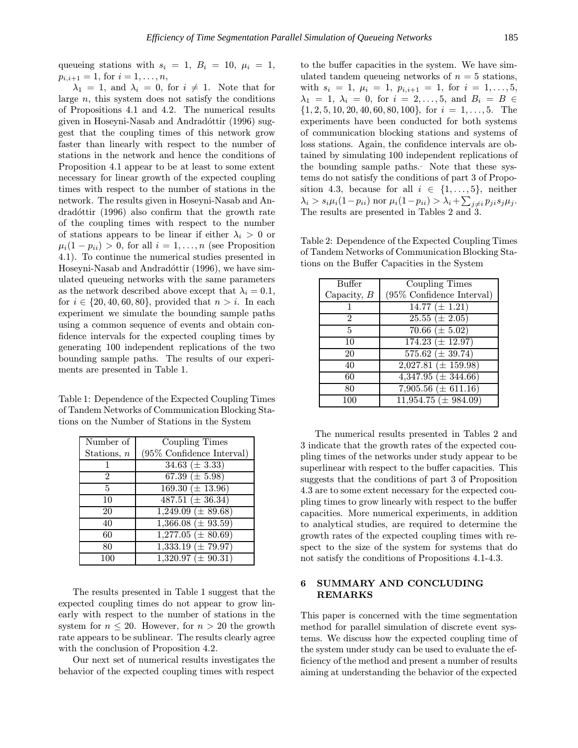queueing stations with $s_i = 1$, $B_i = 10$, $\mu_i = 1$, $p_{i,i+1} = 1$, for $i = 1, \ldots, n$, $\lambda_1 = 1$, and $\lambda_i = 0$, for $i \neq 1$. Note that for large $n$, this system does not satisfy the conditions of Propositions 4.1 and 4.2. The numerical results given in Hoseyni-Nasab and Andradóttir (1996) suggest that the coupling times of this network grow faster than linearly with respect to the number of stations in the network and hence the conditions of Proposition 4.1 appear to be at least to some extent necessary for linear growth of the expected coupling times with respect to the number of stations in the network. The results given in Hoseyni-Nasab and Andradóttir (1996) also confirm that the growth rate of the coupling times with respect to the number of stations appears to be linear if either $\lambda_i > 0$ or $\mu_i(1 - p_{ii}) > 0$, for all $i = 1, \ldots, n$ (see Proposition 4.1). To continue the numerical studies presented in Hoseyni-Nasab and Andradóttir (1996), we have simulated queueing networks with the same parameters as the network described above except that $\lambda_i = 0.1$, for $i \in \{20, 40, 60, 80\}$, provided that $n > i$. In each experiment we simulate the bounding sample paths using a common sequence of events and obtain confidence intervals for the expected coupling times by generating 100 independent replications of the two bounding sample paths. The results of our experiments are presented in Table 1.

Table 1: Dependence of the Expected Coupling Times of Tandem Networks of Communication Blocking Stations on the Number of Stations in the System

| Number of Stations, $n$ | Coupling Times (95% Confidence Interval) |
|---|---|
| 1 | 34.63 ($\pm$ 3.33) |
| 2 | 67.39 ($\pm$ 5.98) |
| 5 | 169.30 ($\pm$ 13.96) |
| 10 | 487.51 ($\pm$ 36.34) |
| 20 | 1,249.09 ($\pm$ 89.68) |
| 40 | 1,366.08 ($\pm$ 93.59) |
| 60 | 1,277.05 ($\pm$ 80.69) |
| 80 | 1,333.19 ($\pm$ 79.97) |
| 100 | 1,320.97 ($\pm$ 90.31) |

The results presented in Table 1 suggest that the expected coupling times do not appear to grow linearly with respect to the number of stations in the system for $n \leq 20$. However, for $n > 20$ the growth rate appears to be sublinear. The results clearly agree with the conclusion of Proposition 4.2.

Our next set of numerical results investigates the behavior of the expected coupling times with respect to the buffer capacities in the system. We have simulated tandem queueing networks of $n = 5$ stations, with $s_i = 1$, $\mu_i = 1$, $p_{i,i+1} = 1$, for $i = 1, \ldots, 5$, $\lambda_1 = 1$, $\lambda_i = 0$, for $i = 2, \ldots, 5$, and $B_i = B \in \{1, 2, 5, 10, 20, 40, 60, 80, 100\}$, for $i = 1, \ldots, 5$. The experiments have been conducted for both systems of communication blocking stations and systems of loss stations. Again, the confidence intervals are obtained by simulating 100 independent replications of the bounding sample paths. Note that these systems do not satisfy the conditions of part 3 of Proposition 4.3, because for all $i \in \{1, \ldots, 5\}$, neither $\lambda_i > s_i\mu_i(1-p_{ii})$ nor $\mu_i(1-p_{ii}) > \lambda_i + \sum_{j \neq i} p_{ji}s_j\mu_j$. The results are presented in Tables 2 and 3.

Table 2: Dependence of the Expected Coupling Times of Tandem Networks of Communication Blocking Stations on the Buffer Capacities in the System

| Buffer Capacity, $B$ | Coupling Times (95% Confidence Interval) |
|---|---|
| 1 | 14.77 ($\pm$ 1.21) |
| 2 | 25.55 ($\pm$ 2.05) |
| 5 | 70.66 ($\pm$ 5.02) |
| 10 | 174.23 ($\pm$ 12.97) |
| 20 | 575.62 ($\pm$ 39.74) |
| 40 | 2,027.81 ($\pm$ 159.98) |
| 60 | 4,347.95 ($\pm$ 344.66) |
| 80 | 7,905.56 ($\pm$ 611.16) |
| 100 | 11,954.75 ($\pm$ 984.09) |

The numerical results presented in Tables 2 and 3 indicate that the growth rates of the expected coupling times of the networks under study appear to be superlinear with respect to the buffer capacities. This suggests that the conditions of part 3 of Proposition 4.3 are to some extent necessary for the expected coupling times to grow linearly with respect to the buffer capacities. More numerical experiments, in addition to analytical studies, are required to determine the growth rates of the expected coupling times with respect to the size of the system for systems that do not satisfy the conditions of Propositions 4.1-4.3.

## 6 SUMMARY AND CONCLUDING REMARKS

This paper is concerned with the time segmentation method for parallel simulation of discrete event systems. We discuss how the expected coupling time of the system under study can be used to evaluate the efficiency of the method and present a number of results aiming at understanding the behavior of the expected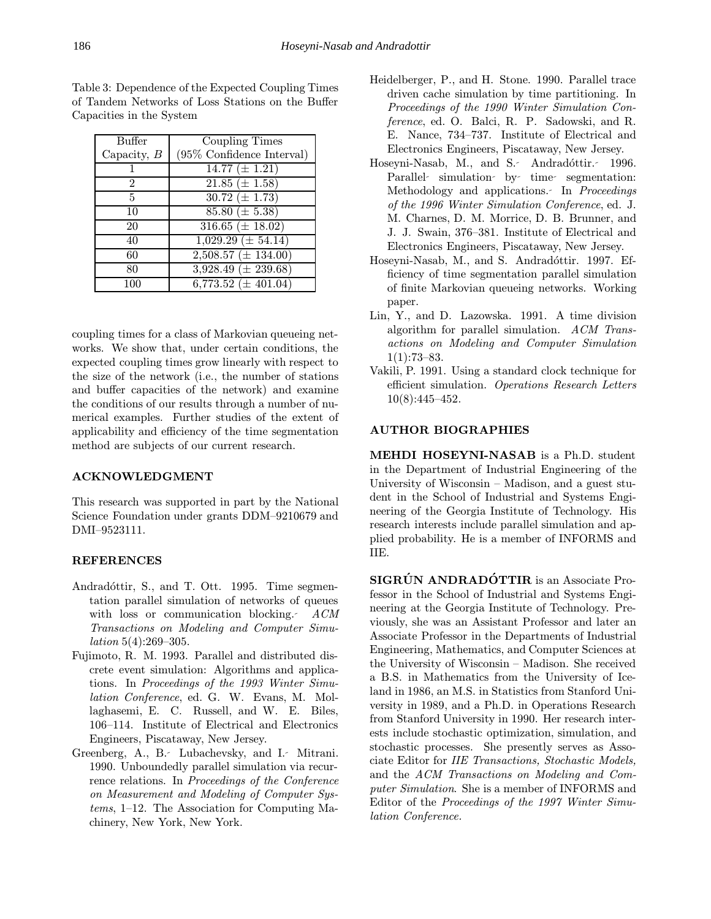Table 3: Dependence of the Expected Coupling Times of Tandem Networks of Loss Stations on the Buffer Capacities in the System

| Buffer Capacity, $B$ | Coupling Times (95% Confidence Interval) |
|---|---|
| 1 | 14.77 (± 1.21) |
| 2 | 21.85 (± 1.58) |
| 5 | 30.72 (± 1.73) |
| 10 | 85.80 (± 5.38) |
| 20 | 316.65 (± 18.02) |
| 40 | 1,029.29 (± 54.14) |
| 60 | 2,508.57 (± 134.00) |
| 80 | 3,928.49 (± 239.68) |
| 100 | 6,773.52 (± 401.04) |

coupling times for a class of Markovian queueing networks. We show that, under certain conditions, the expected coupling times grow linearly with respect to the size of the network (i.e., the number of stations and buffer capacities of the network) and examine the conditions of our results through a number of numerical examples. Further studies of the extent of applicability and efficiency of the time segmentation method are subjects of our current research.

## ACKNOWLEDGMENT

This research was supported in part by the National Science Foundation under grants DDM–9210679 and DMI–9523111.

## REFERENCES

- Andradóttir, S., and T. Ott. 1995. Time segmentation parallel simulation of networks of queues with loss or communication blocking. *ACM Transactions on Modeling and Computer Simulation* 5(4):269–305.
- Fujimoto, R. M. 1993. Parallel and distributed discrete event simulation: Algorithms and applications. In *Proceedings of the 1993 Winter Simulation Conference*, ed. G. W. Evans, M. Mollaghasemi, E. C. Russell, and W. E. Biles, 106–114. Institute of Electrical and Electronics Engineers, Piscataway, New Jersey.
- Greenberg, A., B. Lubachevsky, and I. Mitrani. 1990. Unboundedly parallel simulation via recurrence relations. In *Proceedings of the Conference on Measurement and Modeling of Computer Systems*, 1–12. The Association for Computing Machinery, New York, New York.
- Heidelberger, P., and H. Stone. 1990. Parallel trace driven cache simulation by time partitioning. In *Proceedings of the 1990 Winter Simulation Conference*, ed. O. Balci, R. P. Sadowski, and R. E. Nance, 734–737. Institute of Electrical and Electronics Engineers, Piscataway, New Jersey.
- Hoseyni-Nasab, M., and S. Andradóttir. 1996. Parallel simulation by time segmentation: Methodology and applications. In *Proceedings of the 1996 Winter Simulation Conference*, ed. J. M. Charnes, D. M. Morrice, D. B. Brunner, and J. J. Swain, 376–381. Institute of Electrical and Electronics Engineers, Piscataway, New Jersey.
- Hoseyni-Nasab, M., and S. Andradóttir. 1997. Efficiency of time segmentation parallel simulation of finite Markovian queueing networks. Working paper.
- Lin, Y., and D. Lazowska. 1991. A time division algorithm for parallel simulation. *ACM Transactions on Modeling and Computer Simulation* 1(1):73–83.
- Vakili, P. 1991. Using a standard clock technique for efficient simulation. *Operations Research Letters* 10(8):445–452.

## AUTHOR BIOGRAPHIES

**MEHDI HOSEYNI-NASAB** is a Ph.D. student in the Department of Industrial Engineering of the University of Wisconsin – Madison, and a guest student in the School of Industrial and Systems Engineering of the Georgia Institute of Technology. His research interests include parallel simulation and applied probability. He is a member of INFORMS and IIE.

**SIGRÚN ANDRADÓTTIR** is an Associate Professor in the School of Industrial and Systems Engineering at the Georgia Institute of Technology. Previously, she was an Assistant Professor and later an Associate Professor in the Departments of Industrial Engineering, Mathematics, and Computer Sciences at the University of Wisconsin – Madison. She received a B.S. in Mathematics from the University of Iceland in 1986, an M.S. in Statistics from Stanford University in 1989, and a Ph.D. in Operations Research from Stanford University in 1990. Her research interests include stochastic optimization, simulation, and stochastic processes. She presently serves as Associate Editor for *IIE Transactions, Stochastic Models,* and the *ACM Transactions on Modeling and Computer Simulation*. She is a member of INFORMS and Editor of the *Proceedings of the 1997 Winter Simulation Conference.*